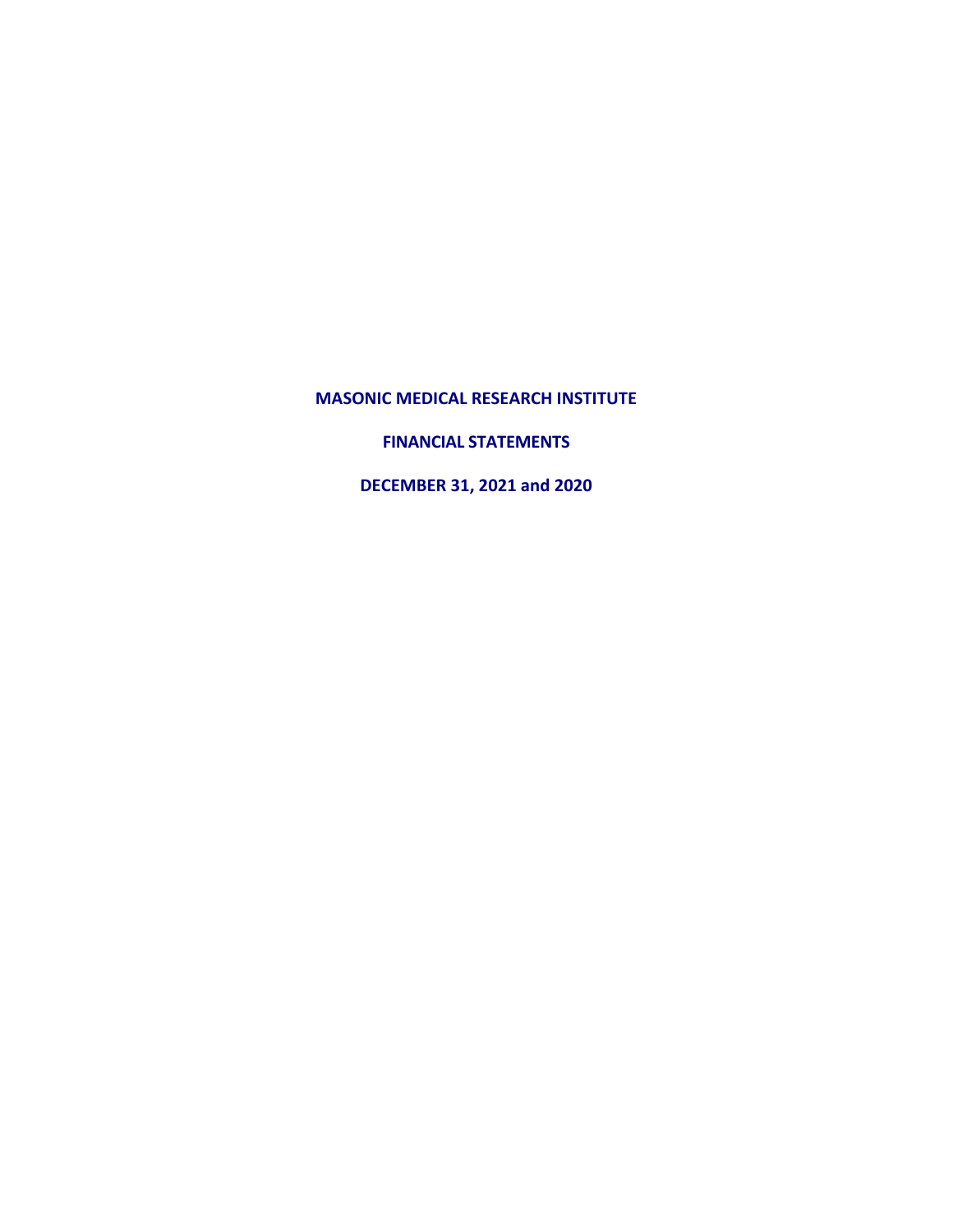# MASONIC MEDICAL RESEARCH INSTITUTE

## FINANCIAL STATEMENTS

## DECEMBER 31, 2021 and 2020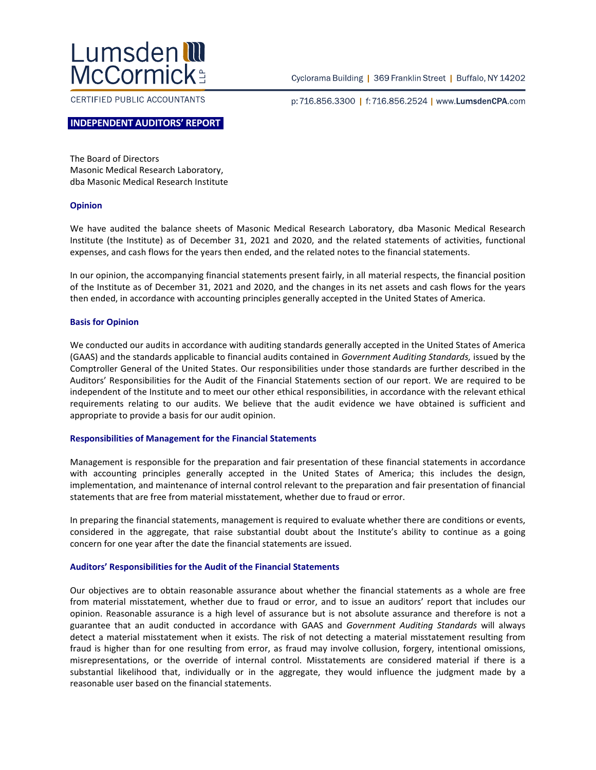Lumsden McCormick LLP

CERTIFIED PUBLIC ACCOUNTANTS

Cyclorama Building | 369 Franklin Street | Buffalo, NY 14202

p: 716.856.3300 | f: 716.856.2524 | www.LumsdenCPA.com

## INDEPENDENT AUDITORS' REPORT

The Board of Directors
Masonic Medical Research Laboratory,
dba Masonic Medical Research Institute

### Opinion

We have audited the balance sheets of Masonic Medical Research Laboratory, dba Masonic Medical Research Institute (the Institute) as of December 31, 2021 and 2020, and the related statements of activities, functional expenses, and cash flows for the years then ended, and the related notes to the financial statements.

In our opinion, the accompanying financial statements present fairly, in all material respects, the financial position of the Institute as of December 31, 2021 and 2020, and the changes in its net assets and cash flows for the years then ended, in accordance with accounting principles generally accepted in the United States of America.

### Basis for Opinion

We conducted our audits in accordance with auditing standards generally accepted in the United States of America (GAAS) and the standards applicable to financial audits contained in *Government Auditing Standards,* issued by the Comptroller General of the United States. Our responsibilities under those standards are further described in the Auditors' Responsibilities for the Audit of the Financial Statements section of our report. We are required to be independent of the Institute and to meet our other ethical responsibilities, in accordance with the relevant ethical requirements relating to our audits. We believe that the audit evidence we have obtained is sufficient and appropriate to provide a basis for our audit opinion.

### Responsibilities of Management for the Financial Statements

Management is responsible for the preparation and fair presentation of these financial statements in accordance with accounting principles generally accepted in the United States of America; this includes the design, implementation, and maintenance of internal control relevant to the preparation and fair presentation of financial statements that are free from material misstatement, whether due to fraud or error.

In preparing the financial statements, management is required to evaluate whether there are conditions or events, considered in the aggregate, that raise substantial doubt about the Institute's ability to continue as a going concern for one year after the date the financial statements are issued.

### Auditors' Responsibilities for the Audit of the Financial Statements

Our objectives are to obtain reasonable assurance about whether the financial statements as a whole are free from material misstatement, whether due to fraud or error, and to issue an auditors' report that includes our opinion. Reasonable assurance is a high level of assurance but is not absolute assurance and therefore is not a guarantee that an audit conducted in accordance with GAAS and *Government Auditing Standards* will always detect a material misstatement when it exists. The risk of not detecting a material misstatement resulting from fraud is higher than for one resulting from error, as fraud may involve collusion, forgery, intentional omissions, misrepresentations, or the override of internal control. Misstatements are considered material if there is a substantial likelihood that, individually or in the aggregate, they would influence the judgment made by a reasonable user based on the financial statements.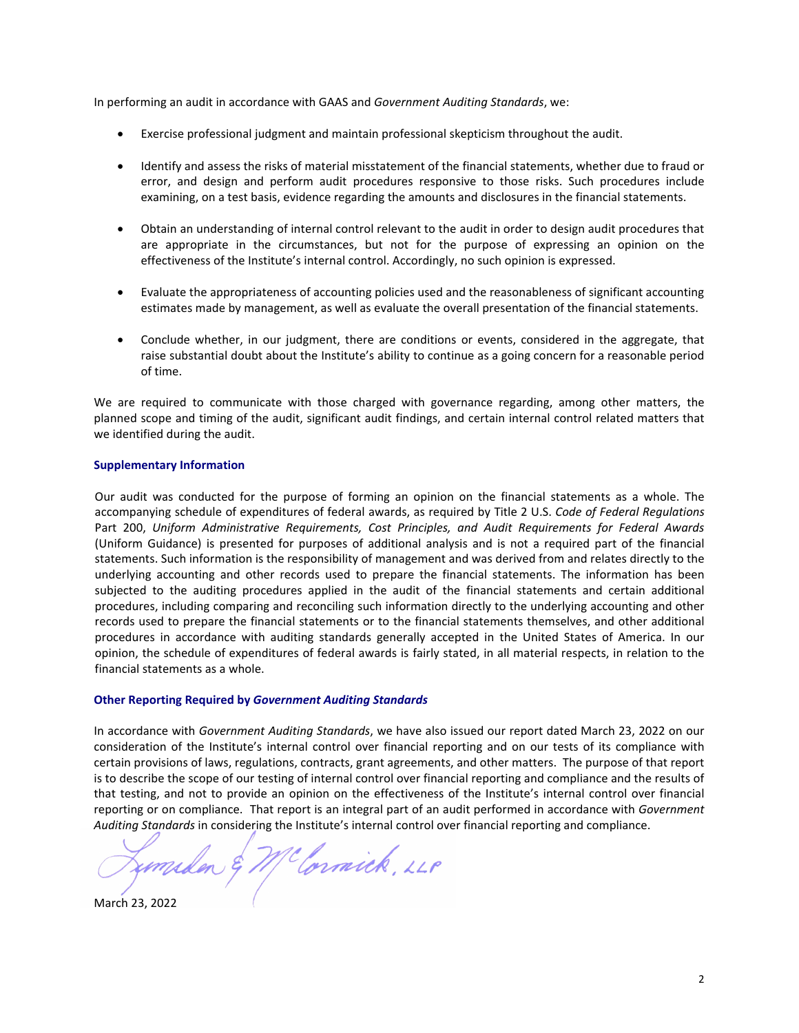In performing an audit in accordance with GAAS and *Government Auditing Standards*, we:

- Exercise professional judgment and maintain professional skepticism throughout the audit.
- Identify and assess the risks of material misstatement of the financial statements, whether due to fraud or error, and design and perform audit procedures responsive to those risks. Such procedures include examining, on a test basis, evidence regarding the amounts and disclosures in the financial statements.
- Obtain an understanding of internal control relevant to the audit in order to design audit procedures that are appropriate in the circumstances, but not for the purpose of expressing an opinion on the effectiveness of the Institute's internal control. Accordingly, no such opinion is expressed.
- Evaluate the appropriateness of accounting policies used and the reasonableness of significant accounting estimates made by management, as well as evaluate the overall presentation of the financial statements.
- Conclude whether, in our judgment, there are conditions or events, considered in the aggregate, that raise substantial doubt about the Institute's ability to continue as a going concern for a reasonable period of time.

We are required to communicate with those charged with governance regarding, among other matters, the planned scope and timing of the audit, significant audit findings, and certain internal control related matters that we identified during the audit.

### Supplementary Information

Our audit was conducted for the purpose of forming an opinion on the financial statements as a whole. The accompanying schedule of expenditures of federal awards, as required by Title 2 U.S. *Code of Federal Regulations* Part 200, *Uniform Administrative Requirements, Cost Principles, and Audit Requirements for Federal Awards* (Uniform Guidance) is presented for purposes of additional analysis and is not a required part of the financial statements. Such information is the responsibility of management and was derived from and relates directly to the underlying accounting and other records used to prepare the financial statements. The information has been subjected to the auditing procedures applied in the audit of the financial statements and certain additional procedures, including comparing and reconciling such information directly to the underlying accounting and other records used to prepare the financial statements or to the financial statements themselves, and other additional procedures in accordance with auditing standards generally accepted in the United States of America. In our opinion, the schedule of expenditures of federal awards is fairly stated, in all material respects, in relation to the financial statements as a whole.

### Other Reporting Required by *Government Auditing Standards*

In accordance with *Government Auditing Standards*, we have also issued our report dated March 23, 2022 on our consideration of the Institute's internal control over financial reporting and on our tests of its compliance with certain provisions of laws, regulations, contracts, grant agreements, and other matters. The purpose of that report is to describe the scope of our testing of internal control over financial reporting and compliance and the results of that testing, and not to provide an opinion on the effectiveness of the Institute's internal control over financial reporting or on compliance. That report is an integral part of an audit performed in accordance with *Government Auditing Standards* in considering the Institute's internal control over financial reporting and compliance.

Lumsden & McCormick, LLP

March 23, 2022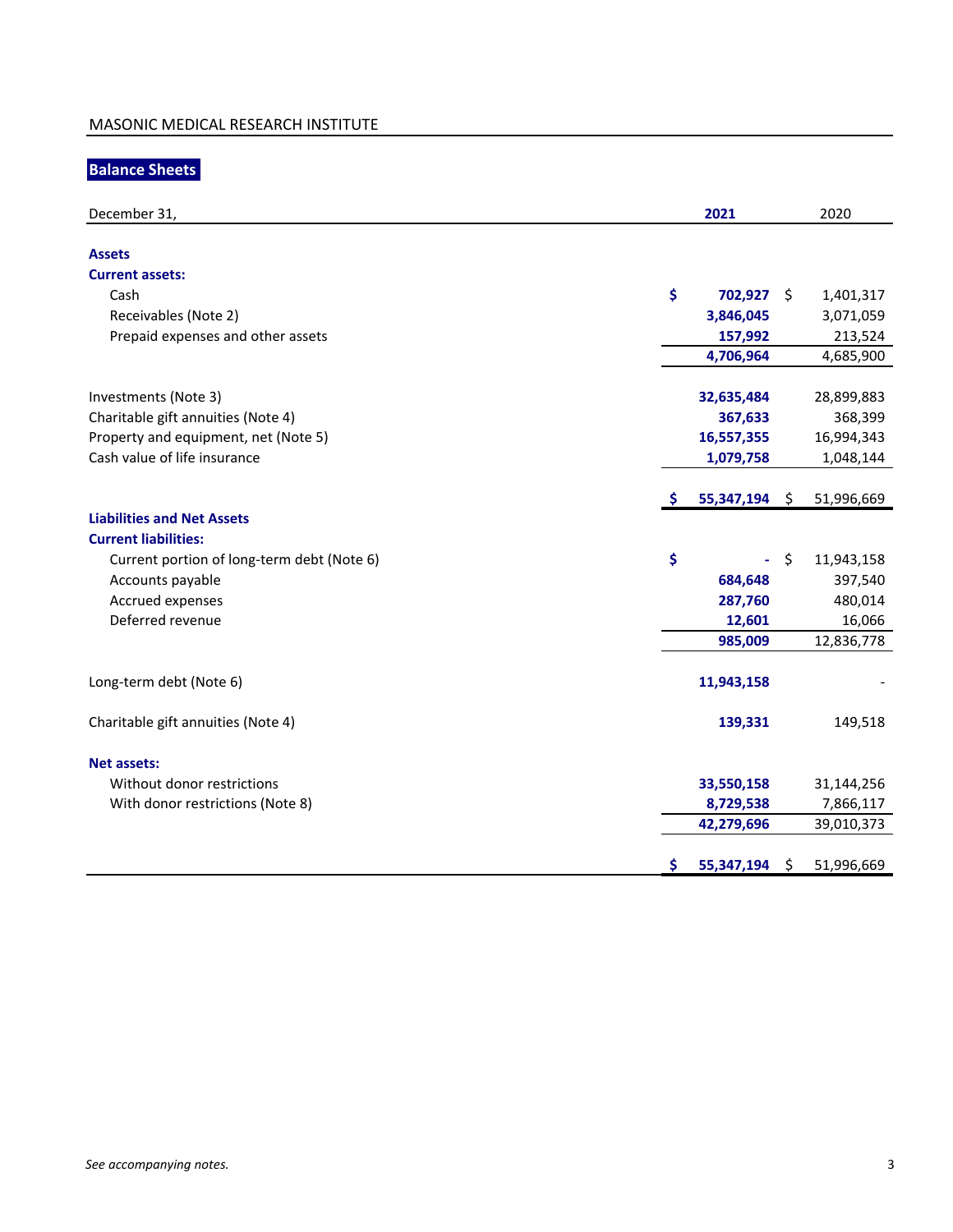MASONIC MEDICAL RESEARCH INSTITUTE

## Balance Sheets

| December 31, | 2021 | 2020 |
|---|---|---|
| **Assets** | | |
| **Current assets:** | | |
| Cash | $ 702,927 | $ 1,401,317 |
| Receivables (Note 2) | 3,846,045 | 3,071,059 |
| Prepaid expenses and other assets | 157,992 | 213,524 |
| | 4,706,964 | 4,685,900 |
| Investments (Note 3) | 32,635,484 | 28,899,883 |
| Charitable gift annuities (Note 4) | 367,633 | 368,399 |
| Property and equipment, net (Note 5) | 16,557,355 | 16,994,343 |
| Cash value of life insurance | 1,079,758 | 1,048,144 |
| | $ 55,347,194 | $ 51,996,669 |
| **Liabilities and Net Assets** | | |
| **Current liabilities:** | | |
| Current portion of long-term debt (Note 6) | $ - | $ 11,943,158 |
| Accounts payable | 684,648 | 397,540 |
| Accrued expenses | 287,760 | 480,014 |
| Deferred revenue | 12,601 | 16,066 |
| | 985,009 | 12,836,778 |
| Long-term debt (Note 6) | 11,943,158 | - |
| Charitable gift annuities (Note 4) | 139,331 | 149,518 |
| **Net assets:** | | |
| Without donor restrictions | 33,550,158 | 31,144,256 |
| With donor restrictions (Note 8) | 8,729,538 | 7,866,117 |
| | 42,279,696 | 39,010,373 |
| | $ 55,347,194 | $ 51,996,669 |

*See accompanying notes.*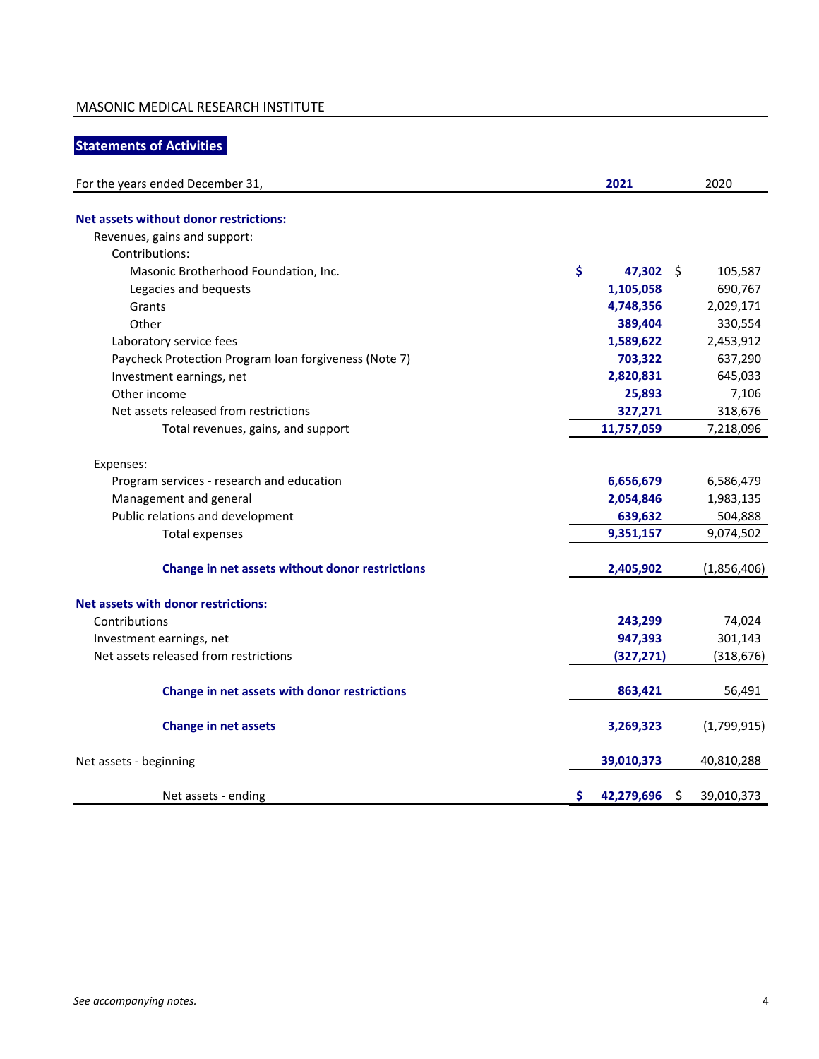MASONIC MEDICAL RESEARCH INSTITUTE

## Statements of Activities

| For the years ended December 31, | 2021 | 2020 |
|---|---|---|
| **Net assets without donor restrictions:** | | |
| Revenues, gains and support: | | |
| Contributions: | | |
| Masonic Brotherhood Foundation, Inc. | $ 47,302 | $ 105,587 |
| Legacies and bequests | 1,105,058 | 690,767 |
| Grants | 4,748,356 | 2,029,171 |
| Other | 389,404 | 330,554 |
| Laboratory service fees | 1,589,622 | 2,453,912 |
| Paycheck Protection Program loan forgiveness (Note 7) | 703,322 | 637,290 |
| Investment earnings, net | 2,820,831 | 645,033 |
| Other income | 25,893 | 7,106 |
| Net assets released from restrictions | 327,271 | 318,676 |
| Total revenues, gains, and support | 11,757,059 | 7,218,096 |
| Expenses: | | |
| Program services - research and education | 6,656,679 | 6,586,479 |
| Management and general | 2,054,846 | 1,983,135 |
| Public relations and development | 639,632 | 504,888 |
| Total expenses | 9,351,157 | 9,074,502 |
| **Change in net assets without donor restrictions** | 2,405,902 | (1,856,406) |
| **Net assets with donor restrictions:** | | |
| Contributions | 243,299 | 74,024 |
| Investment earnings, net | 947,393 | 301,143 |
| Net assets released from restrictions | (327,271) | (318,676) |
| **Change in net assets with donor restrictions** | 863,421 | 56,491 |
| **Change in net assets** | 3,269,323 | (1,799,915) |
| Net assets - beginning | 39,010,373 | 40,810,288 |
| Net assets - ending | $ 42,279,696 | $ 39,010,373 |

*See accompanying notes.*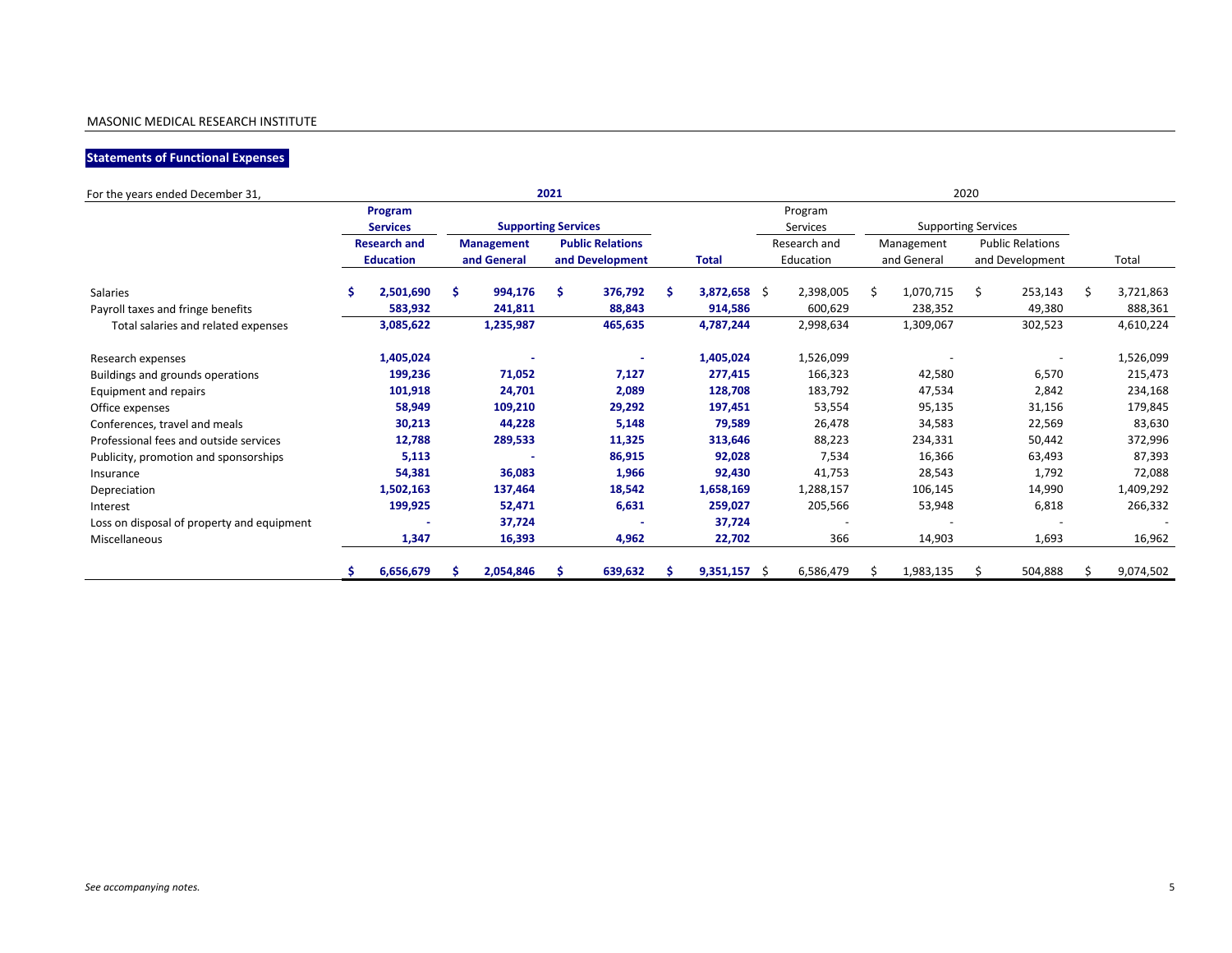MASONIC MEDICAL RESEARCH INSTITUTE

## Statements of Functional Expenses

| For the years ended December 31, | 2021 | | | | 2020 | | | |
|---|---|---|---|---|---|---|---|---|
| | Program Services | Supporting Services | | | Program Services | Supporting Services | | |
| | Research and Education | Management and General | Public Relations and Development | Total | Research and Education | Management and General | Public Relations and Development | Total |
| Salaries | $ 2,501,690 | $ 994,176 | $ 376,792 | $ 3,872,658 | $ 2,398,005 | $ 1,070,715 | $ 253,143 | $ 3,721,863 |
| Payroll taxes and fringe benefits | 583,932 | 241,811 | 88,843 | 914,586 | 600,629 | 238,352 | 49,380 | 888,361 |
| Total salaries and related expenses | 3,085,622 | 1,235,987 | 465,635 | 4,787,244 | 2,998,634 | 1,309,067 | 302,523 | 4,610,224 |
| Research expenses | 1,405,024 | - | - | 1,405,024 | 1,526,099 | - | - | 1,526,099 |
| Buildings and grounds operations | 199,236 | 71,052 | 7,127 | 277,415 | 166,323 | 42,580 | 6,570 | 215,473 |
| Equipment and repairs | 101,918 | 24,701 | 2,089 | 128,708 | 183,792 | 47,534 | 2,842 | 234,168 |
| Office expenses | 58,949 | 109,210 | 29,292 | 197,451 | 53,554 | 95,135 | 31,156 | 179,845 |
| Conferences, travel and meals | 30,213 | 44,228 | 5,148 | 79,589 | 26,478 | 34,583 | 22,569 | 83,630 |
| Professional fees and outside services | 12,788 | 289,533 | 11,325 | 313,646 | 88,223 | 234,331 | 50,442 | 372,996 |
| Publicity, promotion and sponsorships | 5,113 | - | 86,915 | 92,028 | 7,534 | 16,366 | 63,493 | 87,393 |
| Insurance | 54,381 | 36,083 | 1,966 | 92,430 | 41,753 | 28,543 | 1,792 | 72,088 |
| Depreciation | 1,502,163 | 137,464 | 18,542 | 1,658,169 | 1,288,157 | 106,145 | 14,990 | 1,409,292 |
| Interest | 199,925 | 52,471 | 6,631 | 259,027 | 205,566 | 53,948 | 6,818 | 266,332 |
| Loss on disposal of property and equipment | - | 37,724 | - | 37,724 | - | - | - | - |
| Miscellaneous | 1,347 | 16,393 | 4,962 | 22,702 | 366 | 14,903 | 1,693 | 16,962 |
| | $ 6,656,679 | $ 2,054,846 | $ 639,632 | $ 9,351,157 | $ 6,586,479 | $ 1,983,135 | $ 504,888 | $ 9,074,502 |

*See accompanying notes.*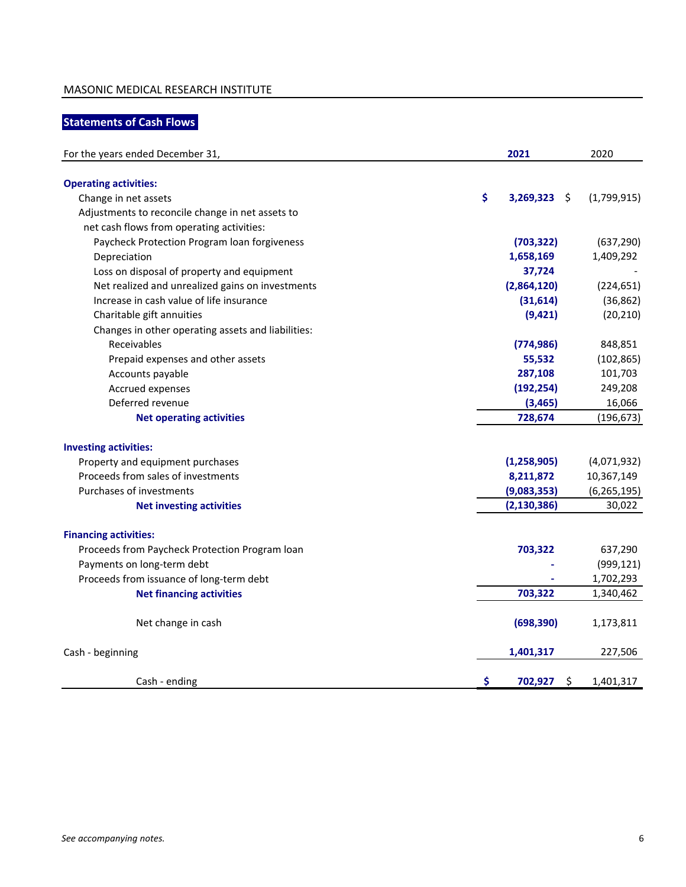MASONIC MEDICAL RESEARCH INSTITUTE

## Statements of Cash Flows

| For the years ended December 31, | 2021 | 2020 |
|---|---|---|
| **Operating activities:** | | |
| Change in net assets | $ 3,269,323 | $ (1,799,915) |
| Adjustments to reconcile change in net assets to net cash flows from operating activities: | | |
| Paycheck Protection Program loan forgiveness | (703,322) | (637,290) |
| Depreciation | 1,658,169 | 1,409,292 |
| Loss on disposal of property and equipment | 37,724 | - |
| Net realized and unrealized gains on investments | (2,864,120) | (224,651) |
| Increase in cash value of life insurance | (31,614) | (36,862) |
| Charitable gift annuities | (9,421) | (20,210) |
| Changes in other operating assets and liabilities: | | |
| Receivables | (774,986) | 848,851 |
| Prepaid expenses and other assets | 55,532 | (102,865) |
| Accounts payable | 287,108 | 101,703 |
| Accrued expenses | (192,254) | 249,208 |
| Deferred revenue | (3,465) | 16,066 |
| **Net operating activities** | 728,674 | (196,673) |
| **Investing activities:** | | |
| Property and equipment purchases | (1,258,905) | (4,071,932) |
| Proceeds from sales of investments | 8,211,872 | 10,367,149 |
| Purchases of investments | (9,083,353) | (6,265,195) |
| **Net investing activities** | (2,130,386) | 30,022 |
| **Financing activities:** | | |
| Proceeds from Paycheck Protection Program loan | 703,322 | 637,290 |
| Payments on long-term debt | - | (999,121) |
| Proceeds from issuance of long-term debt | - | 1,702,293 |
| **Net financing activities** | 703,322 | 1,340,462 |
| Net change in cash | (698,390) | 1,173,811 |
| Cash - beginning | 1,401,317 | 227,506 |
| Cash - ending | $ 702,927 | $ 1,401,317 |

*See accompanying notes.*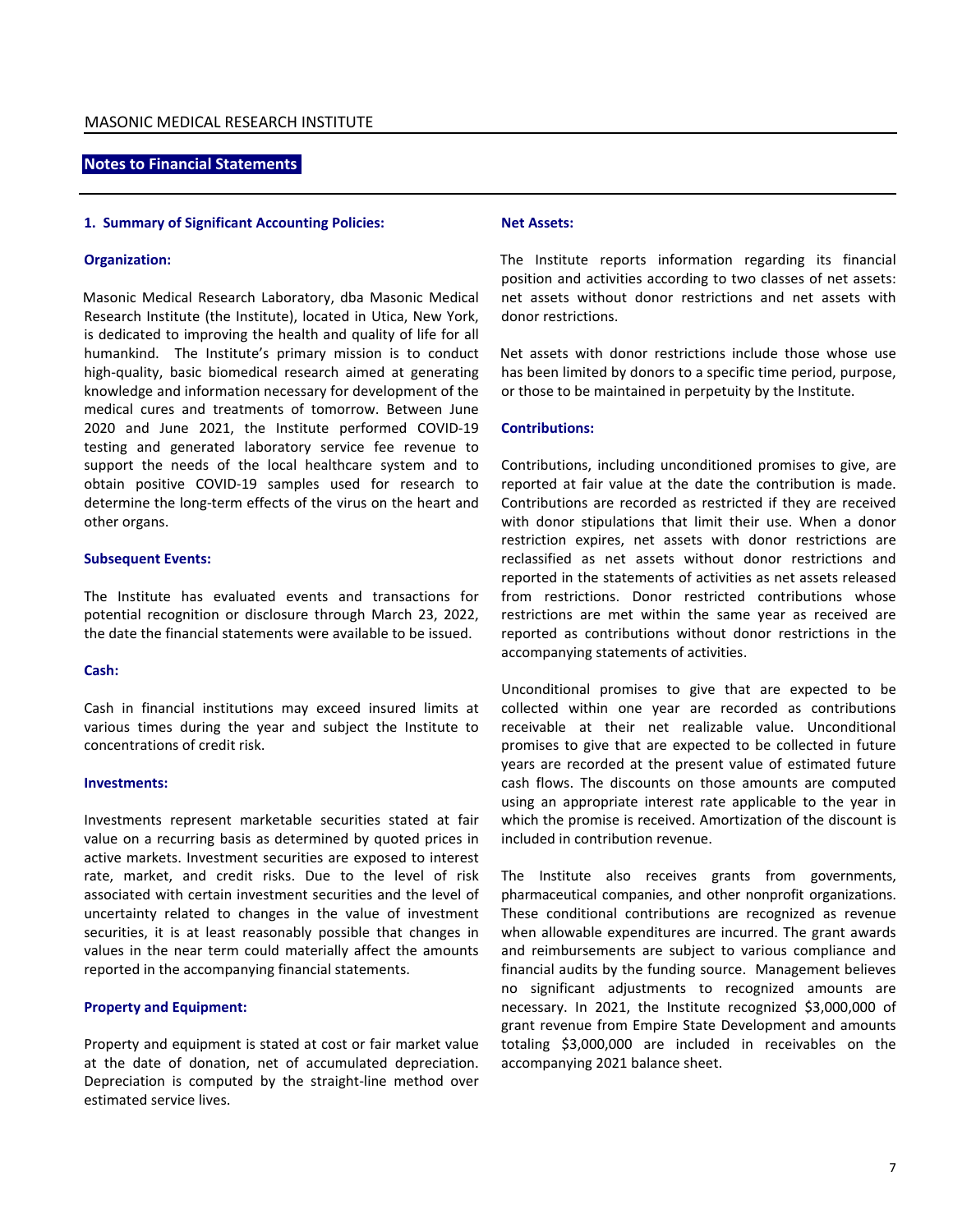## Notes to Financial Statements

### 1. Summary of Significant Accounting Policies:

**Organization:**

Masonic Medical Research Laboratory, dba Masonic Medical Research Institute (the Institute), located in Utica, New York, is dedicated to improving the health and quality of life for all humankind. The Institute's primary mission is to conduct high-quality, basic biomedical research aimed at generating knowledge and information necessary for development of the medical cures and treatments of tomorrow. Between June 2020 and June 2021, the Institute performed COVID-19 testing and generated laboratory service fee revenue to support the needs of the local healthcare system and to obtain positive COVID-19 samples used for research to determine the long-term effects of the virus on the heart and other organs.

**Subsequent Events:**

The Institute has evaluated events and transactions for potential recognition or disclosure through March 23, 2022, the date the financial statements were available to be issued.

**Cash:**

Cash in financial institutions may exceed insured limits at various times during the year and subject the Institute to concentrations of credit risk.

**Investments:**

Investments represent marketable securities stated at fair value on a recurring basis as determined by quoted prices in active markets. Investment securities are exposed to interest rate, market, and credit risks. Due to the level of risk associated with certain investment securities and the level of uncertainty related to changes in the value of investment securities, it is at least reasonably possible that changes in values in the near term could materially affect the amounts reported in the accompanying financial statements.

**Property and Equipment:**

Property and equipment is stated at cost or fair market value at the date of donation, net of accumulated depreciation. Depreciation is computed by the straight-line method over estimated service lives.

**Net Assets:**

The Institute reports information regarding its financial position and activities according to two classes of net assets: net assets without donor restrictions and net assets with donor restrictions.

Net assets with donor restrictions include those whose use has been limited by donors to a specific time period, purpose, or those to be maintained in perpetuity by the Institute.

**Contributions:**

Contributions, including unconditioned promises to give, are reported at fair value at the date the contribution is made. Contributions are recorded as restricted if they are received with donor stipulations that limit their use. When a donor restriction expires, net assets with donor restrictions are reclassified as net assets without donor restrictions and reported in the statements of activities as net assets released from restrictions. Donor restricted contributions whose restrictions are met within the same year as received are reported as contributions without donor restrictions in the accompanying statements of activities.

Unconditional promises to give that are expected to be collected within one year are recorded as contributions receivable at their net realizable value. Unconditional promises to give that are expected to be collected in future years are recorded at the present value of estimated future cash flows. The discounts on those amounts are computed using an appropriate interest rate applicable to the year in which the promise is received. Amortization of the discount is included in contribution revenue.

The Institute also receives grants from governments, pharmaceutical companies, and other nonprofit organizations. These conditional contributions are recognized as revenue when allowable expenditures are incurred. The grant awards and reimbursements are subject to various compliance and financial audits by the funding source. Management believes no significant adjustments to recognized amounts are necessary. In 2021, the Institute recognized $3,000,000 of grant revenue from Empire State Development and amounts totaling $3,000,000 are included in receivables on the accompanying 2021 balance sheet.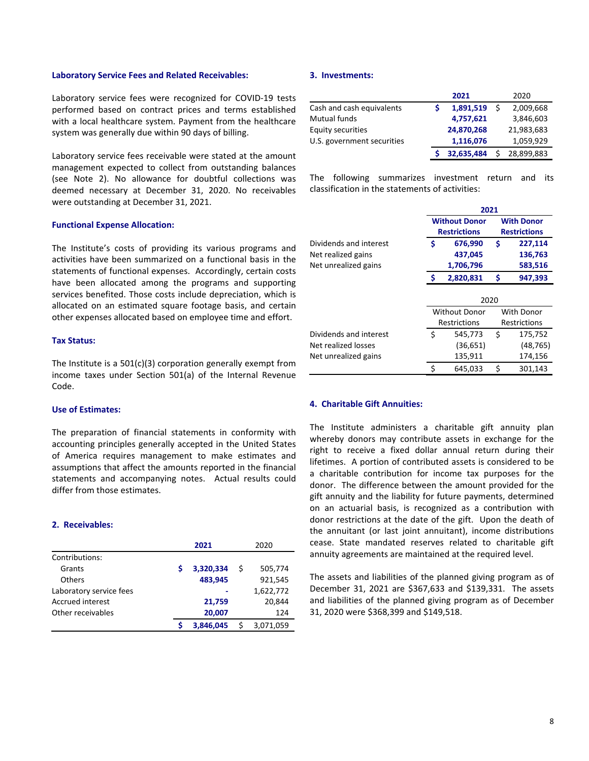### Laboratory Service Fees and Related Receivables:

Laboratory service fees were recognized for COVID-19 tests performed based on contract prices and terms established with a local healthcare system. Payment from the healthcare system was generally due within 90 days of billing.

Laboratory service fees receivable were stated at the amount management expected to collect from outstanding balances (see Note 2). No allowance for doubtful collections was deemed necessary at December 31, 2020. No receivables were outstanding at December 31, 2021.

### Functional Expense Allocation:

The Institute's costs of providing its various programs and activities have been summarized on a functional basis in the statements of functional expenses. Accordingly, certain costs have been allocated among the programs and supporting services benefited. Those costs include depreciation, which is allocated on an estimated square footage basis, and certain other expenses allocated based on employee time and effort.

### Tax Status:

The Institute is a 501(c)(3) corporation generally exempt from income taxes under Section 501(a) of the Internal Revenue Code.

### Use of Estimates:

The preparation of financial statements in conformity with accounting principles generally accepted in the United States of America requires management to make estimates and assumptions that affect the amounts reported in the financial statements and accompanying notes. Actual results could differ from those estimates.

## 2. Receivables:

| | 2021 | 2020 |
|---|---|---|
| Contributions: | | |
| Grants | $ 3,320,334 | $ 505,774 |
| Others | 483,945 | 921,545 |
| Laboratory service fees | - | 1,622,772 |
| Accrued interest | 21,759 | 20,844 |
| Other receivables | 20,007 | 124 |
| | $ 3,846,045 | $ 3,071,059 |

## 3. Investments:

| | 2021 | 2020 |
|---|---|---|
| Cash and cash equivalents | $ 1,891,519 | $ 2,009,668 |
| Mutual funds | 4,757,621 | 3,846,603 |
| Equity securities | 24,870,268 | 21,983,683 |
| U.S. government securities | 1,116,076 | 1,059,929 |
| | $ 32,635,484 | $ 28,899,883 |

The following summarizes investment return and its classification in the statements of activities:

| | 2021 | |
|---|---|---|
| | Without Donor Restrictions | With Donor Restrictions |
| Dividends and interest | $ 676,990 | $ 227,114 |
| Net realized gains | 437,045 | 136,763 |
| Net unrealized gains | 1,706,796 | 583,516 |
| | $ 2,820,831 | $ 947,393 |

| | 2020 | |
|---|---|---|
| | Without Donor Restrictions | With Donor Restrictions |
| Dividends and interest | $ 545,773 | $ 175,752 |
| Net realized losses | (36,651) | (48,765) |
| Net unrealized gains | 135,911 | 174,156 |
| | $ 645,033 | $ 301,143 |

## 4. Charitable Gift Annuities:

The Institute administers a charitable gift annuity plan whereby donors may contribute assets in exchange for the right to receive a fixed dollar annual return during their lifetimes. A portion of contributed assets is considered to be a charitable contribution for income tax purposes for the donor. The difference between the amount provided for the gift annuity and the liability for future payments, determined on an actuarial basis, is recognized as a contribution with donor restrictions at the date of the gift. Upon the death of the annuitant (or last joint annuitant), income distributions cease. State mandated reserves related to charitable gift annuity agreements are maintained at the required level.

The assets and liabilities of the planned giving program as of December 31, 2021 are $367,633 and $139,331. The assets and liabilities of the planned giving program as of December 31, 2020 were $368,399 and $149,518.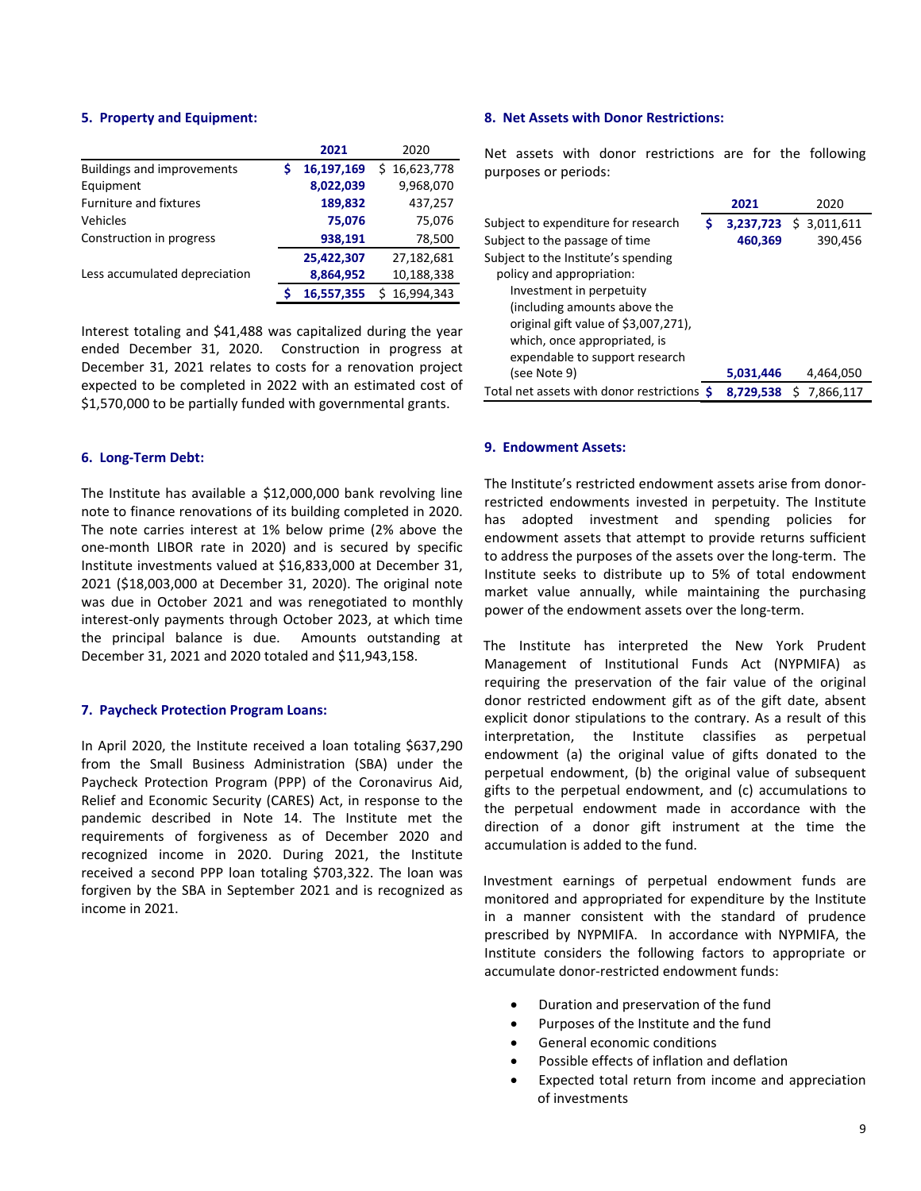## 5. Property and Equipment:

| | 2021 | 2020 |
|---|---|---|
| Buildings and improvements | $ 16,197,169 | $ 16,623,778 |
| Equipment | 8,022,039 | 9,968,070 |
| Furniture and fixtures | 189,832 | 437,257 |
| Vehicles | 75,076 | 75,076 |
| Construction in progress | 938,191 | 78,500 |
| | 25,422,307 | 27,182,681 |
| Less accumulated depreciation | 8,864,952 | 10,188,338 |
| | $ 16,557,355 | $ 16,994,343 |

Interest totaling and $41,488 was capitalized during the year ended December 31, 2020. Construction in progress at December 31, 2021 relates to costs for a renovation project expected to be completed in 2022 with an estimated cost of $1,570,000 to be partially funded with governmental grants.

## 6. Long-Term Debt:

The Institute has available a $12,000,000 bank revolving line note to finance renovations of its building completed in 2020. The note carries interest at 1% below prime (2% above the one-month LIBOR rate in 2020) and is secured by specific Institute investments valued at $16,833,000 at December 31, 2021 ($18,003,000 at December 31, 2020). The original note was due in October 2021 and was renegotiated to monthly interest-only payments through October 2023, at which time the principal balance is due. Amounts outstanding at December 31, 2021 and 2020 totaled and $11,943,158.

## 7. Paycheck Protection Program Loans:

In April 2020, the Institute received a loan totaling $637,290 from the Small Business Administration (SBA) under the Paycheck Protection Program (PPP) of the Coronavirus Aid, Relief and Economic Security (CARES) Act, in response to the pandemic described in Note 14. The Institute met the requirements of forgiveness as of December 2020 and recognized income in 2020. During 2021, the Institute received a second PPP loan totaling $703,322. The loan was forgiven by the SBA in September 2021 and is recognized as income in 2021.

## 8. Net Assets with Donor Restrictions:

Net assets with donor restrictions are for the following purposes or periods:

| | 2021 | 2020 |
|---|---|---|
| Subject to expenditure for research | $ 3,237,723 | $ 3,011,611 |
| Subject to the passage of time | 460,369 | 390,456 |
| Subject to the Institute's spending policy and appropriation: | | |
| Investment in perpetuity (including amounts above the original gift value of $3,007,271), which, once appropriated, is expendable to support research (see Note 9) | 5,031,446 | 4,464,050 |
| Total net assets with donor restrictions | $ 8,729,538 | $ 7,866,117 |

## 9. Endowment Assets:

The Institute's restricted endowment assets arise from donor-restricted endowments invested in perpetuity. The Institute has adopted investment and spending policies for endowment assets that attempt to provide returns sufficient to address the purposes of the assets over the long-term. The Institute seeks to distribute up to 5% of total endowment market value annually, while maintaining the purchasing power of the endowment assets over the long-term.

The Institute has interpreted the New York Prudent Management of Institutional Funds Act (NYPMIFA) as requiring the preservation of the fair value of the original donor restricted endowment gift as of the gift date, absent explicit donor stipulations to the contrary. As a result of this interpretation, the Institute classifies as perpetual endowment (a) the original value of gifts donated to the perpetual endowment, (b) the original value of subsequent gifts to the perpetual endowment, and (c) accumulations to the perpetual endowment made in accordance with the direction of a donor gift instrument at the time the accumulation is added to the fund.

Investment earnings of perpetual endowment funds are monitored and appropriated for expenditure by the Institute in a manner consistent with the standard of prudence prescribed by NYPMIFA. In accordance with NYPMIFA, the Institute considers the following factors to appropriate or accumulate donor-restricted endowment funds:

- Duration and preservation of the fund
- Purposes of the Institute and the fund
- General economic conditions
- Possible effects of inflation and deflation
- Expected total return from income and appreciation of investments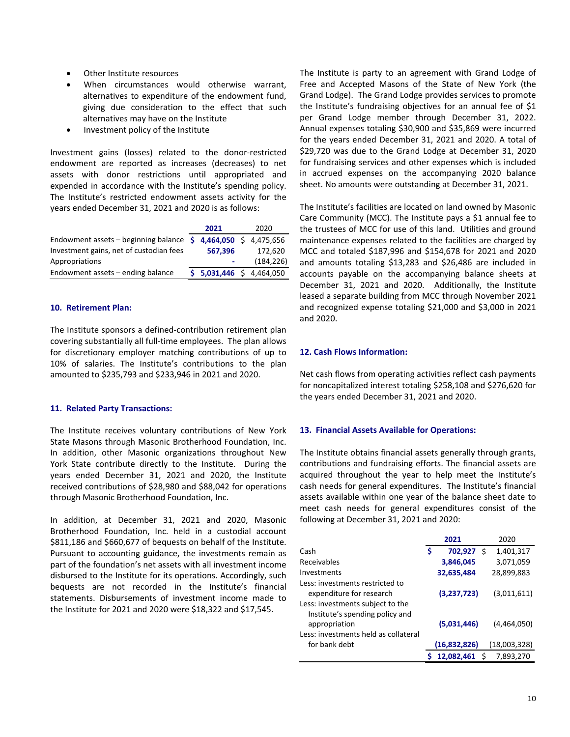- Other Institute resources
- When circumstances would otherwise warrant, alternatives to expenditure of the endowment fund, giving due consideration to the effect that such alternatives may have on the Institute
- Investment policy of the Institute

Investment gains (losses) related to the donor-restricted endowment are reported as increases (decreases) to net assets with donor restrictions until appropriated and expended in accordance with the Institute's spending policy. The Institute's restricted endowment assets activity for the years ended December 31, 2021 and 2020 is as follows:

| | 2021 | 2020 |
|---|---|---|
| Endowment assets – beginning balance | $ 4,464,050 | $ 4,475,656 |
| Investment gains, net of custodian fees | 567,396 | 172,620 |
| Appropriations | - | (184,226) |
| Endowment assets – ending balance | $ 5,031,446 | $ 4,464,050 |

## 10. Retirement Plan:

The Institute sponsors a defined-contribution retirement plan covering substantially all full-time employees. The plan allows for discretionary employer matching contributions of up to 10% of salaries. The Institute's contributions to the plan amounted to $235,793 and $233,946 in 2021 and 2020.

## 11. Related Party Transactions:

The Institute receives voluntary contributions of New York State Masons through Masonic Brotherhood Foundation, Inc. In addition, other Masonic organizations throughout New York State contribute directly to the Institute. During the years ended December 31, 2021 and 2020, the Institute received contributions of $28,980 and $88,042 for operations through Masonic Brotherhood Foundation, Inc.

In addition, at December 31, 2021 and 2020, Masonic Brotherhood Foundation, Inc. held in a custodial account $811,186 and $660,677 of bequests on behalf of the Institute. Pursuant to accounting guidance, the investments remain as part of the foundation's net assets with all investment income disbursed to the Institute for its operations. Accordingly, such bequests are not recorded in the Institute's financial statements. Disbursements of investment income made to the Institute for 2021 and 2020 were $18,322 and $17,545.

The Institute is party to an agreement with Grand Lodge of Free and Accepted Masons of the State of New York (the Grand Lodge). The Grand Lodge provides services to promote the Institute's fundraising objectives for an annual fee of $1 per Grand Lodge member through December 31, 2022. Annual expenses totaling $30,900 and $35,869 were incurred for the years ended December 31, 2021 and 2020. A total of $29,720 was due to the Grand Lodge at December 31, 2020 for fundraising services and other expenses which is included in accrued expenses on the accompanying 2020 balance sheet. No amounts were outstanding at December 31, 2021.

The Institute's facilities are located on land owned by Masonic Care Community (MCC). The Institute pays a $1 annual fee to the trustees of MCC for use of this land. Utilities and ground maintenance expenses related to the facilities are charged by MCC and totaled $187,996 and $154,678 for 2021 and 2020 and amounts totaling $13,283 and $26,486 are included in accounts payable on the accompanying balance sheets at December 31, 2021 and 2020. Additionally, the Institute leased a separate building from MCC through November 2021 and recognized expense totaling $21,000 and $3,000 in 2021 and 2020.

## 12. Cash Flows Information:

Net cash flows from operating activities reflect cash payments for noncapitalized interest totaling $258,108 and $276,620 for the years ended December 31, 2021 and 2020.

## 13. Financial Assets Available for Operations:

The Institute obtains financial assets generally through grants, contributions and fundraising efforts. The financial assets are acquired throughout the year to help meet the Institute's cash needs for general expenditures. The Institute's financial assets available within one year of the balance sheet date to meet cash needs for general expenditures consist of the following at December 31, 2021 and 2020:

| | 2021 | 2020 |
|---|---|---|
| Cash | $ 702,927 | $ 1,401,317 |
| Receivables | 3,846,045 | 3,071,059 |
| Investments | 32,635,484 | 28,899,883 |
| Less: investments restricted to expenditure for research | (3,237,723) | (3,011,611) |
| Less: investments subject to the Institute's spending policy and appropriation | (5,031,446) | (4,464,050) |
| Less: investments held as collateral for bank debt | (16,832,826) | (18,003,328) |
| | $ 12,082,461 | $ 7,893,270 |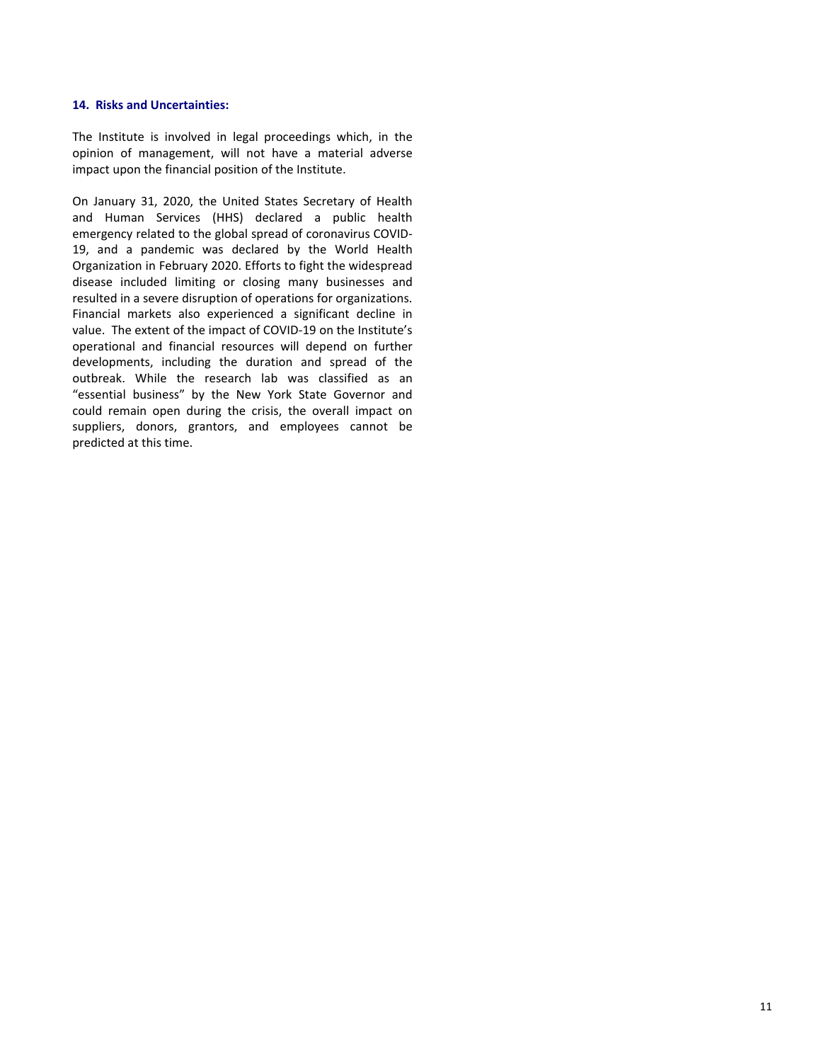### 14. Risks and Uncertainties:

The Institute is involved in legal proceedings which, in the opinion of management, will not have a material adverse impact upon the financial position of the Institute.

On January 31, 2020, the United States Secretary of Health and Human Services (HHS) declared a public health emergency related to the global spread of coronavirus COVID-19, and a pandemic was declared by the World Health Organization in February 2020. Efforts to fight the widespread disease included limiting or closing many businesses and resulted in a severe disruption of operations for organizations. Financial markets also experienced a significant decline in value. The extent of the impact of COVID-19 on the Institute's operational and financial resources will depend on further developments, including the duration and spread of the outbreak. While the research lab was classified as an "essential business" by the New York State Governor and could remain open during the crisis, the overall impact on suppliers, donors, grantors, and employees cannot be predicted at this time.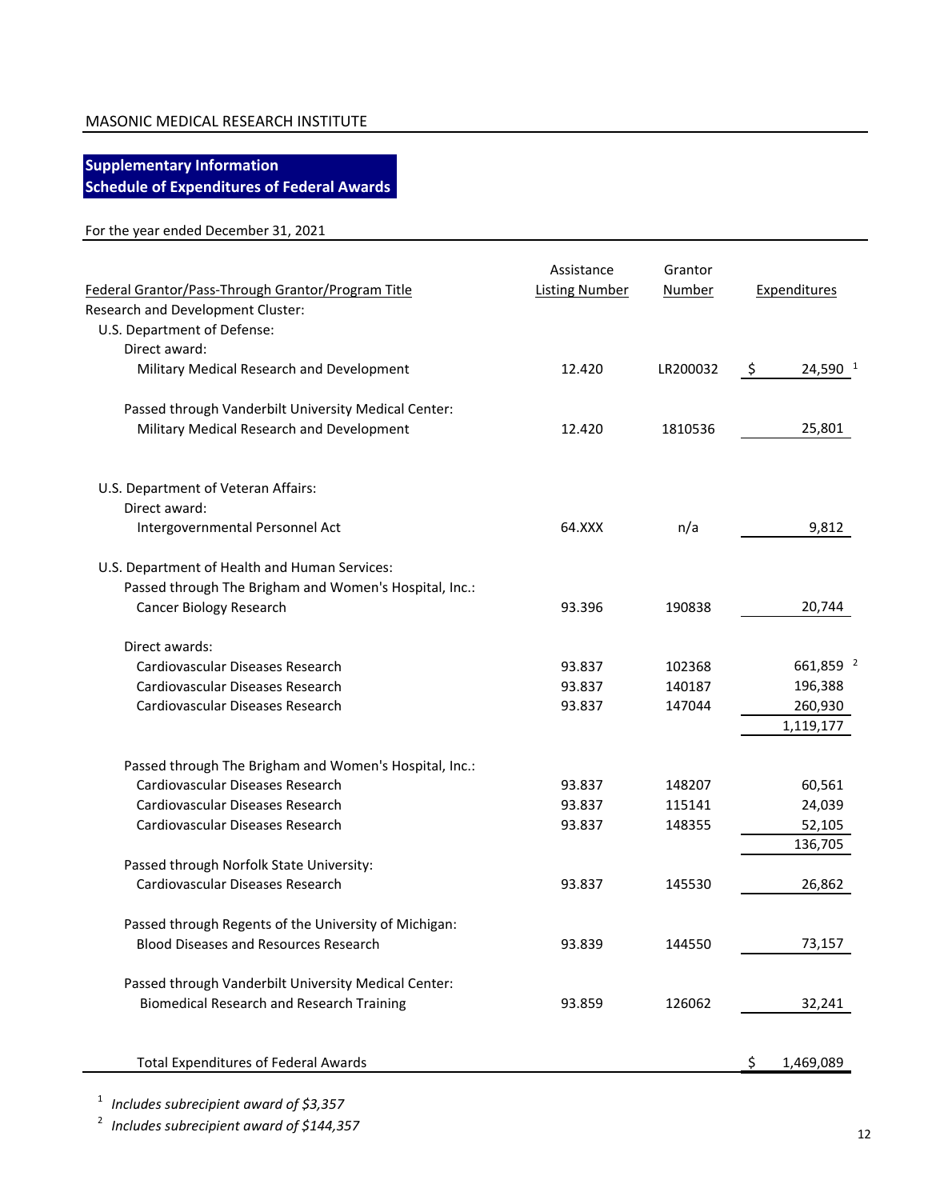MASONIC MEDICAL RESEARCH INSTITUTE

**Supplementary Information**
**Schedule of Expenditures of Federal Awards**

For the year ended December 31, 2021

| Federal Grantor/Pass-Through Grantor/Program Title | Assistance Listing Number | Grantor Number | Expenditures |
|---|---|---|---|
| Research and Development Cluster: | | | |
| U.S. Department of Defense: | | | |
| Direct award: | | | |
| Military Medical Research and Development | 12.420 | LR200032 | $ 24,590 [1] |
| Passed through Vanderbilt University Medical Center: | | | |
| Military Medical Research and Development | 12.420 | 1810536 | 25,801 |
| U.S. Department of Veteran Affairs: | | | |
| Direct award: | | | |
| Intergovernmental Personnel Act | 64.XXX | n/a | 9,812 |
| U.S. Department of Health and Human Services: | | | |
| Passed through The Brigham and Women's Hospital, Inc.: | | | |
| Cancer Biology Research | 93.396 | 190838 | 20,744 |
| Direct awards: | | | |
| Cardiovascular Diseases Research | 93.837 | 102368 | 661,859 [2] |
| Cardiovascular Diseases Research | 93.837 | 140187 | 196,388 |
| Cardiovascular Diseases Research | 93.837 | 147044 | 260,930 |
| | | | 1,119,177 |
| Passed through The Brigham and Women's Hospital, Inc.: | | | |
| Cardiovascular Diseases Research | 93.837 | 148207 | 60,561 |
| Cardiovascular Diseases Research | 93.837 | 115141 | 24,039 |
| Cardiovascular Diseases Research | 93.837 | 148355 | 52,105 |
| | | | 136,705 |
| Passed through Norfolk State University: | | | |
| Cardiovascular Diseases Research | 93.837 | 145530 | 26,862 |
| Passed through Regents of the University of Michigan: | | | |
| Blood Diseases and Resources Research | 93.839 | 144550 | 73,157 |
| Passed through Vanderbilt University Medical Center: | | | |
| Biomedical Research and Research Training | 93.859 | 126062 | 32,241 |
| Total Expenditures of Federal Awards | | | $ 1,469,089 |

[1] *Includes subrecipient award of $3,357*

[2] *Includes subrecipient award of $144,357*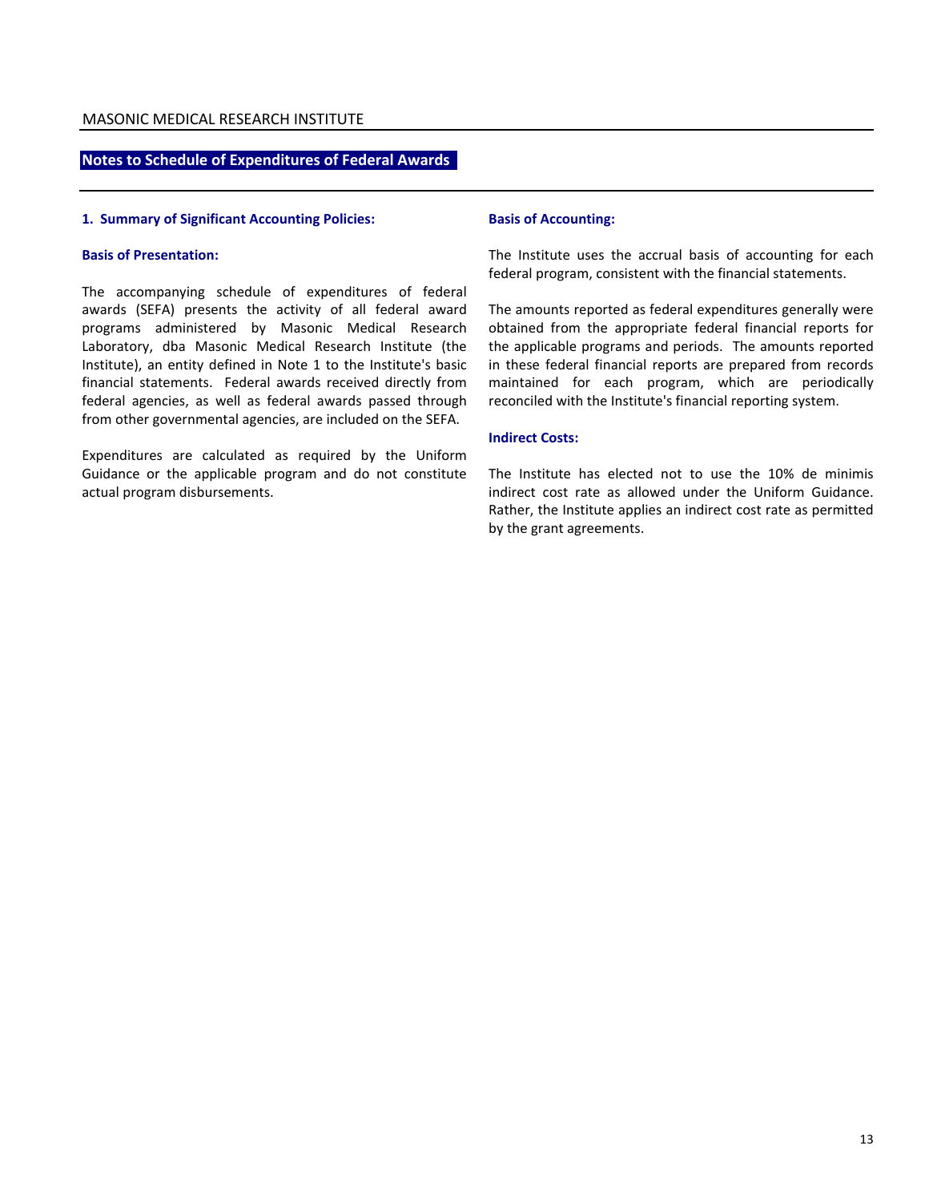## Notes to Schedule of Expenditures of Federal Awards

### 1. Summary of Significant Accounting Policies:

**Basis of Presentation:**

The accompanying schedule of expenditures of federal awards (SEFA) presents the activity of all federal award programs administered by Masonic Medical Research Laboratory, dba Masonic Medical Research Institute (the Institute), an entity defined in Note 1 to the Institute's basic financial statements. Federal awards received directly from federal agencies, as well as federal awards passed through from other governmental agencies, are included on the SEFA.

Expenditures are calculated as required by the Uniform Guidance or the applicable program and do not constitute actual program disbursements.

**Basis of Accounting:**

The Institute uses the accrual basis of accounting for each federal program, consistent with the financial statements.

The amounts reported as federal expenditures generally were obtained from the appropriate federal financial reports for the applicable programs and periods. The amounts reported in these federal financial reports are prepared from records maintained for each program, which are periodically reconciled with the Institute's financial reporting system.

**Indirect Costs:**

The Institute has elected not to use the 10% de minimis indirect cost rate as allowed under the Uniform Guidance. Rather, the Institute applies an indirect cost rate as permitted by the grant agreements.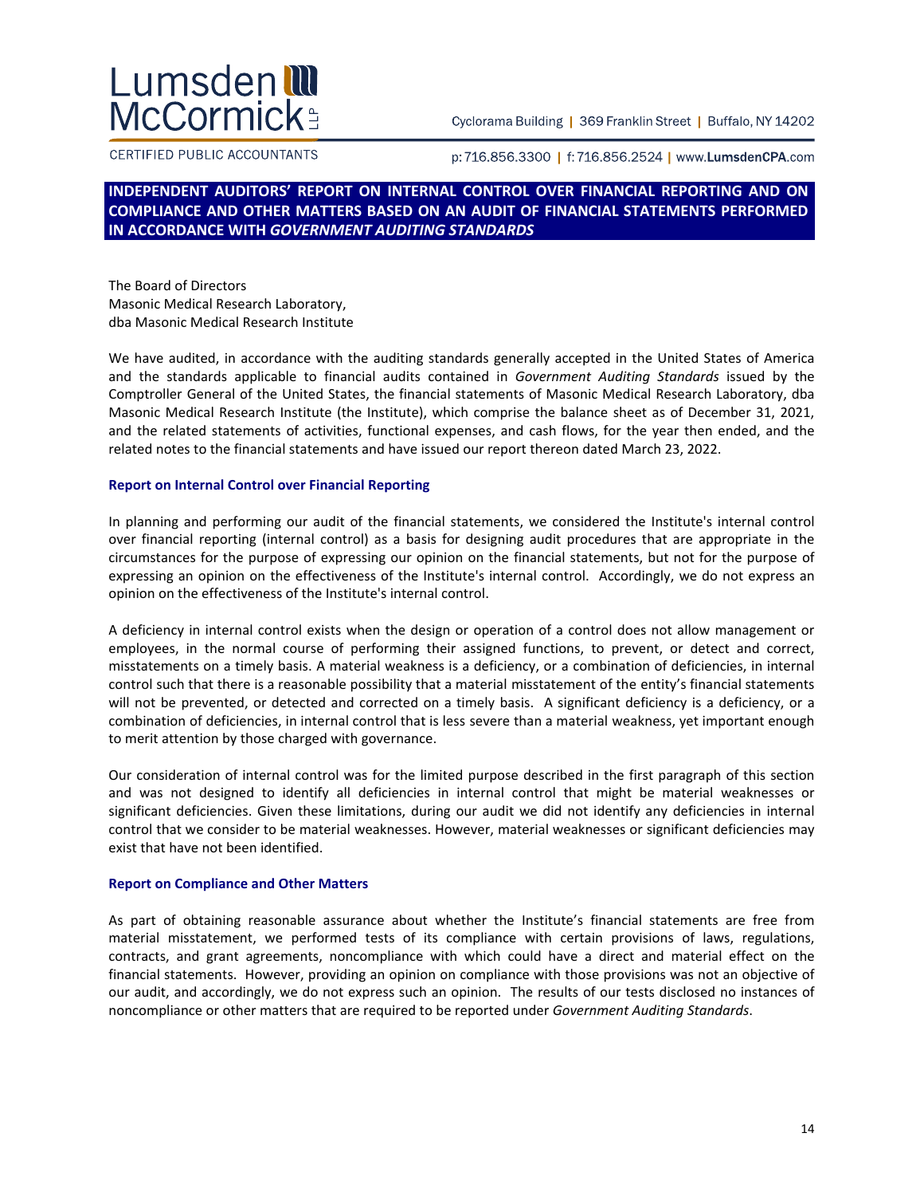Lumsden McCormick LLP

CERTIFIED PUBLIC ACCOUNTANTS

Cyclorama Building | 369 Franklin Street | Buffalo, NY 14202

p: 716.856.3300 | f: 716.856.2524 | www.LumsdenCPA.com

## INDEPENDENT AUDITORS' REPORT ON INTERNAL CONTROL OVER FINANCIAL REPORTING AND ON COMPLIANCE AND OTHER MATTERS BASED ON AN AUDIT OF FINANCIAL STATEMENTS PERFORMED IN ACCORDANCE WITH *GOVERNMENT AUDITING STANDARDS*

The Board of Directors
Masonic Medical Research Laboratory,
dba Masonic Medical Research Institute

We have audited, in accordance with the auditing standards generally accepted in the United States of America and the standards applicable to financial audits contained in *Government Auditing Standards* issued by the Comptroller General of the United States, the financial statements of Masonic Medical Research Laboratory, dba Masonic Medical Research Institute (the Institute), which comprise the balance sheet as of December 31, 2021, and the related statements of activities, functional expenses, and cash flows, for the year then ended, and the related notes to the financial statements and have issued our report thereon dated March 23, 2022.

### Report on Internal Control over Financial Reporting

In planning and performing our audit of the financial statements, we considered the Institute's internal control over financial reporting (internal control) as a basis for designing audit procedures that are appropriate in the circumstances for the purpose of expressing our opinion on the financial statements, but not for the purpose of expressing an opinion on the effectiveness of the Institute's internal control. Accordingly, we do not express an opinion on the effectiveness of the Institute's internal control.

A deficiency in internal control exists when the design or operation of a control does not allow management or employees, in the normal course of performing their assigned functions, to prevent, or detect and correct, misstatements on a timely basis. A material weakness is a deficiency, or a combination of deficiencies, in internal control such that there is a reasonable possibility that a material misstatement of the entity's financial statements will not be prevented, or detected and corrected on a timely basis. A significant deficiency is a deficiency, or a combination of deficiencies, in internal control that is less severe than a material weakness, yet important enough to merit attention by those charged with governance.

Our consideration of internal control was for the limited purpose described in the first paragraph of this section and was not designed to identify all deficiencies in internal control that might be material weaknesses or significant deficiencies. Given these limitations, during our audit we did not identify any deficiencies in internal control that we consider to be material weaknesses. However, material weaknesses or significant deficiencies may exist that have not been identified.

### Report on Compliance and Other Matters

As part of obtaining reasonable assurance about whether the Institute's financial statements are free from material misstatement, we performed tests of its compliance with certain provisions of laws, regulations, contracts, and grant agreements, noncompliance with which could have a direct and material effect on the financial statements. However, providing an opinion on compliance with those provisions was not an objective of our audit, and accordingly, we do not express such an opinion. The results of our tests disclosed no instances of noncompliance or other matters that are required to be reported under *Government Auditing Standards*.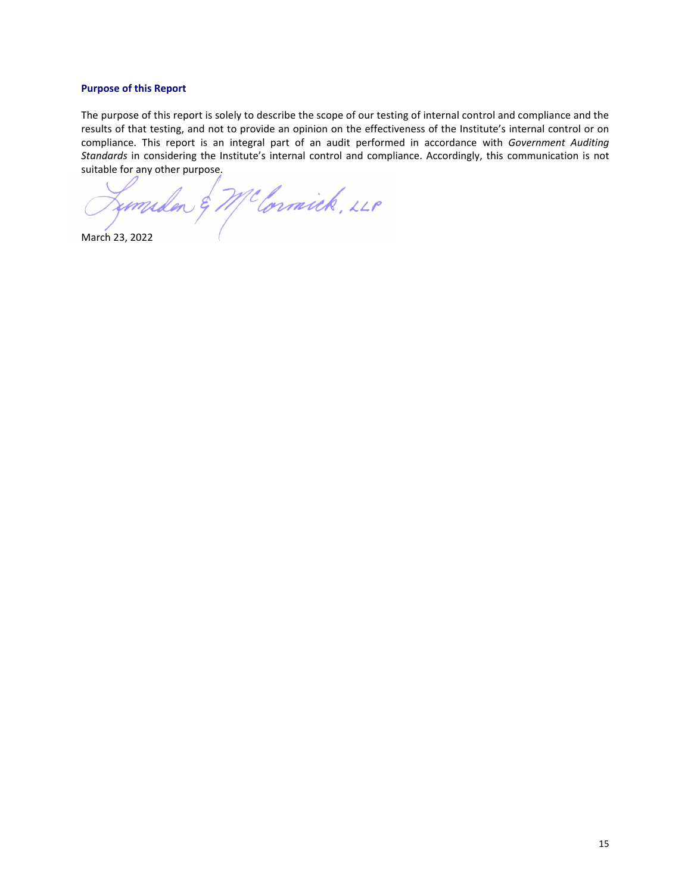### Purpose of this Report

The purpose of this report is solely to describe the scope of our testing of internal control and compliance and the results of that testing, and not to provide an opinion on the effectiveness of the Institute's internal control or on compliance. This report is an integral part of an audit performed in accordance with *Government Auditing Standards* in considering the Institute's internal control and compliance. Accordingly, this communication is not suitable for any other purpose.

Lumsden & McCormick, LLP

March 23, 2022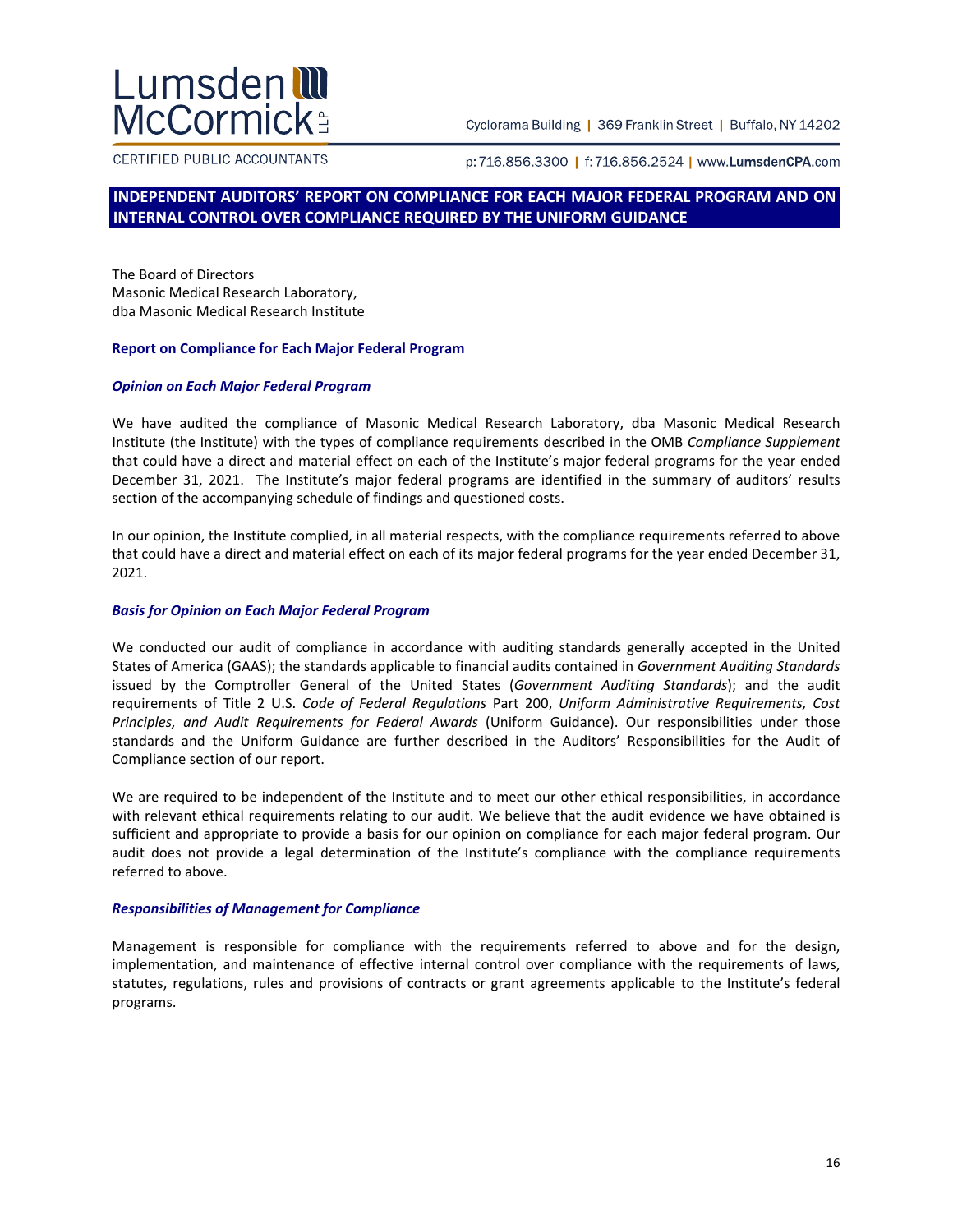Lumsden McCormick LLP

CERTIFIED PUBLIC ACCOUNTANTS

Cyclorama Building | 369 Franklin Street | Buffalo, NY 14202

p: 716.856.3300 | f: 716.856.2524 | www.LumsdenCPA.com

## INDEPENDENT AUDITORS' REPORT ON COMPLIANCE FOR EACH MAJOR FEDERAL PROGRAM AND ON INTERNAL CONTROL OVER COMPLIANCE REQUIRED BY THE UNIFORM GUIDANCE

The Board of Directors
Masonic Medical Research Laboratory,
dba Masonic Medical Research Institute

### Report on Compliance for Each Major Federal Program

#### *Opinion on Each Major Federal Program*

We have audited the compliance of Masonic Medical Research Laboratory, dba Masonic Medical Research Institute (the Institute) with the types of compliance requirements described in the OMB *Compliance Supplement* that could have a direct and material effect on each of the Institute's major federal programs for the year ended December 31, 2021. The Institute's major federal programs are identified in the summary of auditors' results section of the accompanying schedule of findings and questioned costs.

In our opinion, the Institute complied, in all material respects, with the compliance requirements referred to above that could have a direct and material effect on each of its major federal programs for the year ended December 31, 2021.

#### *Basis for Opinion on Each Major Federal Program*

We conducted our audit of compliance in accordance with auditing standards generally accepted in the United States of America (GAAS); the standards applicable to financial audits contained in *Government Auditing Standards* issued by the Comptroller General of the United States (*Government Auditing Standards*); and the audit requirements of Title 2 U.S. *Code of Federal Regulations* Part 200, *Uniform Administrative Requirements, Cost Principles, and Audit Requirements for Federal Awards* (Uniform Guidance). Our responsibilities under those standards and the Uniform Guidance are further described in the Auditors' Responsibilities for the Audit of Compliance section of our report.

We are required to be independent of the Institute and to meet our other ethical responsibilities, in accordance with relevant ethical requirements relating to our audit. We believe that the audit evidence we have obtained is sufficient and appropriate to provide a basis for our opinion on compliance for each major federal program. Our audit does not provide a legal determination of the Institute's compliance with the compliance requirements referred to above.

#### *Responsibilities of Management for Compliance*

Management is responsible for compliance with the requirements referred to above and for the design, implementation, and maintenance of effective internal control over compliance with the requirements of laws, statutes, regulations, rules and provisions of contracts or grant agreements applicable to the Institute's federal programs.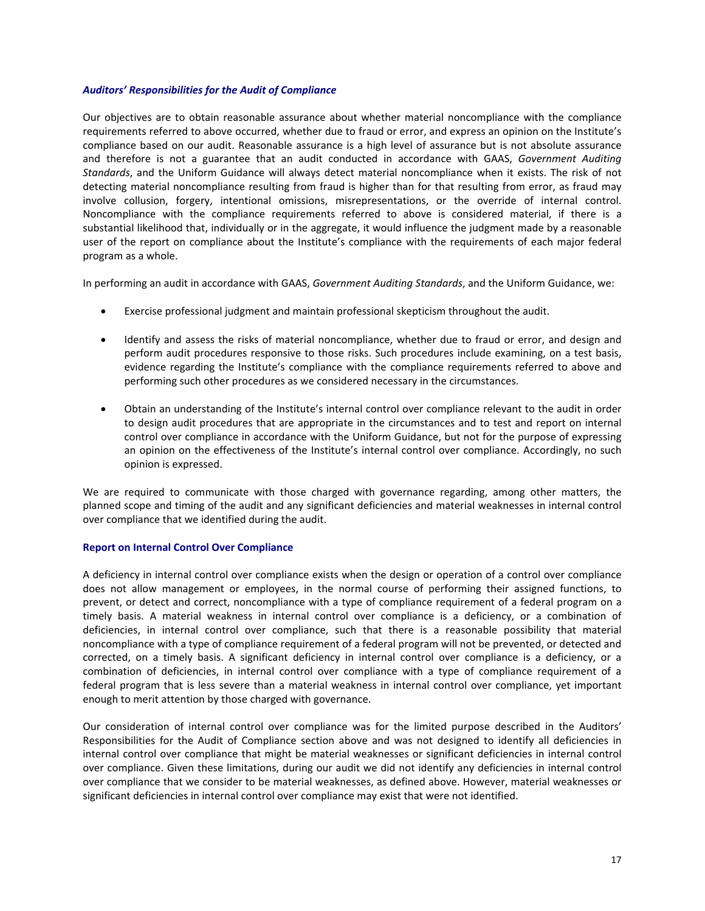### *Auditors' Responsibilities for the Audit of Compliance*

Our objectives are to obtain reasonable assurance about whether material noncompliance with the compliance requirements referred to above occurred, whether due to fraud or error, and express an opinion on the Institute's compliance based on our audit. Reasonable assurance is a high level of assurance but is not absolute assurance and therefore is not a guarantee that an audit conducted in accordance with GAAS, *Government Auditing Standards*, and the Uniform Guidance will always detect material noncompliance when it exists. The risk of not detecting material noncompliance resulting from fraud is higher than for that resulting from error, as fraud may involve collusion, forgery, intentional omissions, misrepresentations, or the override of internal control. Noncompliance with the compliance requirements referred to above is considered material, if there is a substantial likelihood that, individually or in the aggregate, it would influence the judgment made by a reasonable user of the report on compliance about the Institute's compliance with the requirements of each major federal program as a whole.

In performing an audit in accordance with GAAS, *Government Auditing Standards*, and the Uniform Guidance, we:

- Exercise professional judgment and maintain professional skepticism throughout the audit.
- Identify and assess the risks of material noncompliance, whether due to fraud or error, and design and perform audit procedures responsive to those risks. Such procedures include examining, on a test basis, evidence regarding the Institute's compliance with the compliance requirements referred to above and performing such other procedures as we considered necessary in the circumstances.
- Obtain an understanding of the Institute's internal control over compliance relevant to the audit in order to design audit procedures that are appropriate in the circumstances and to test and report on internal control over compliance in accordance with the Uniform Guidance, but not for the purpose of expressing an opinion on the effectiveness of the Institute's internal control over compliance. Accordingly, no such opinion is expressed.

We are required to communicate with those charged with governance regarding, among other matters, the planned scope and timing of the audit and any significant deficiencies and material weaknesses in internal control over compliance that we identified during the audit.

### Report on Internal Control Over Compliance

A deficiency in internal control over compliance exists when the design or operation of a control over compliance does not allow management or employees, in the normal course of performing their assigned functions, to prevent, or detect and correct, noncompliance with a type of compliance requirement of a federal program on a timely basis. A material weakness in internal control over compliance is a deficiency, or a combination of deficiencies, in internal control over compliance, such that there is a reasonable possibility that material noncompliance with a type of compliance requirement of a federal program will not be prevented, or detected and corrected, on a timely basis. A significant deficiency in internal control over compliance is a deficiency, or a combination of deficiencies, in internal control over compliance with a type of compliance requirement of a federal program that is less severe than a material weakness in internal control over compliance, yet important enough to merit attention by those charged with governance.

Our consideration of internal control over compliance was for the limited purpose described in the Auditors' Responsibilities for the Audit of Compliance section above and was not designed to identify all deficiencies in internal control over compliance that might be material weaknesses or significant deficiencies in internal control over compliance. Given these limitations, during our audit we did not identify any deficiencies in internal control over compliance that we consider to be material weaknesses, as defined above. However, material weaknesses or significant deficiencies in internal control over compliance may exist that were not identified.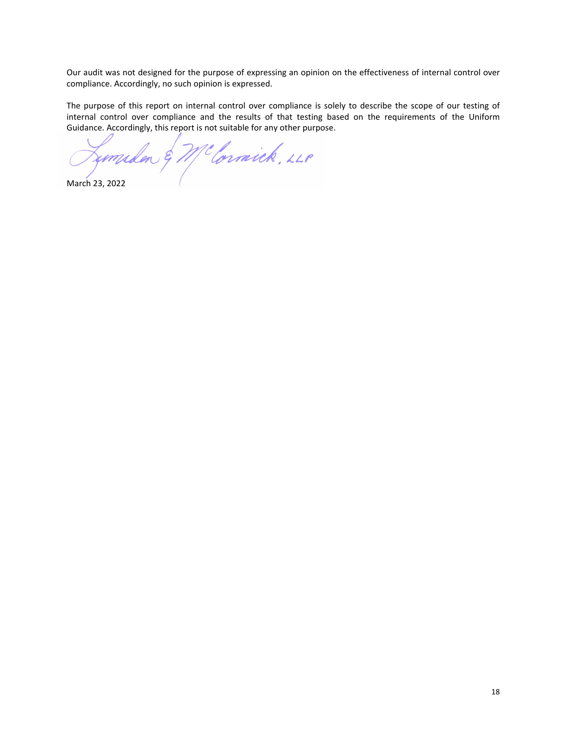Our audit was not designed for the purpose of expressing an opinion on the effectiveness of internal control over compliance. Accordingly, no such opinion is expressed.

The purpose of this report on internal control over compliance is solely to describe the scope of our testing of internal control over compliance and the results of that testing based on the requirements of the Uniform Guidance. Accordingly, this report is not suitable for any other purpose.

Lumsden & McCormick, LLP

March 23, 2022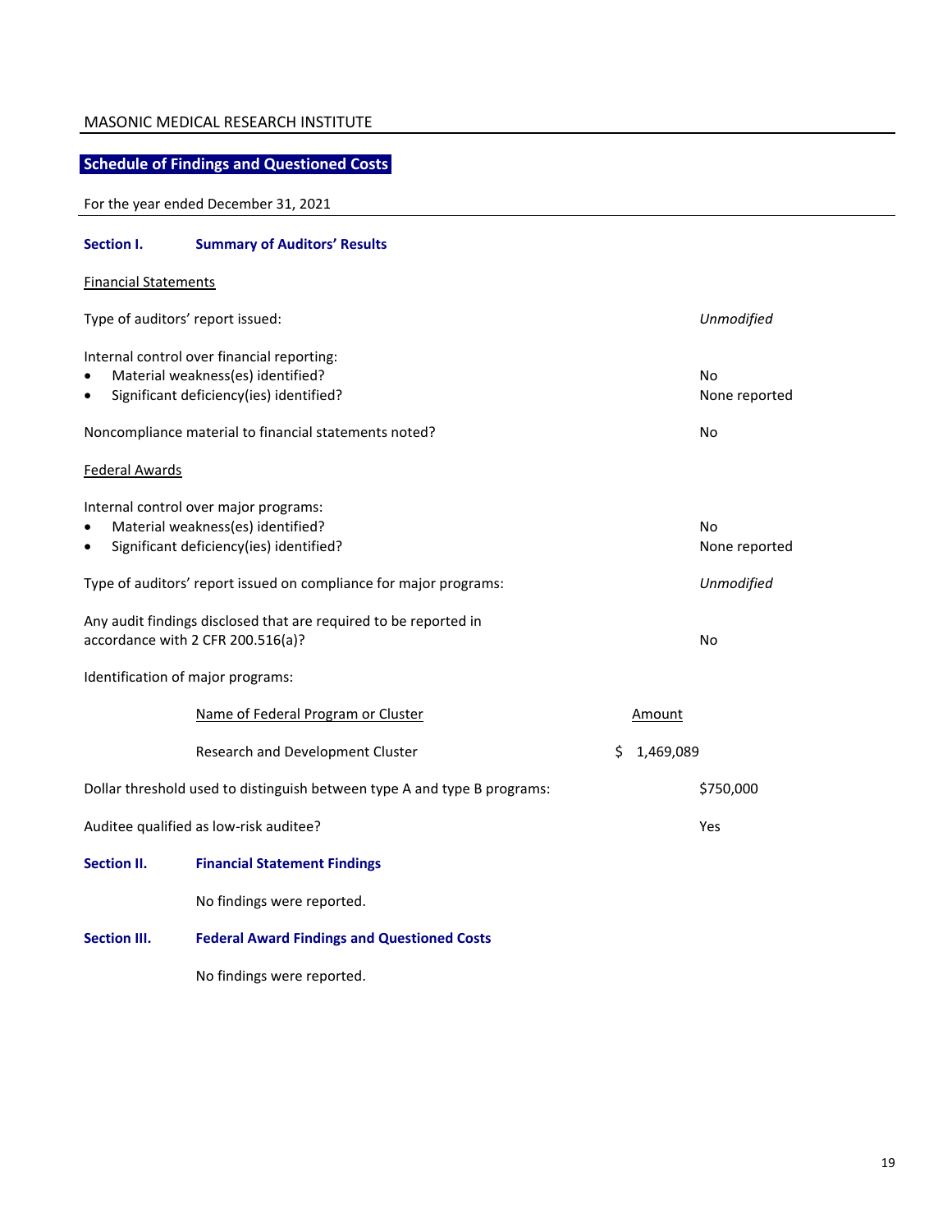MASONIC MEDICAL RESEARCH INSTITUTE

## Schedule of Findings and Questioned Costs

For the year ended December 31, 2021

### Section I. Summary of Auditors' Results

Financial Statements

| | |
|---|---|
| Type of auditors' report issued: | *Unmodified* |
| Internal control over financial reporting: | |
| • Material weakness(es) identified? | No |
| • Significant deficiency(ies) identified? | None reported |
| Noncompliance material to financial statements noted? | No |

Federal Awards

| | |
|---|---|
| Internal control over major programs: | |
| • Material weakness(es) identified? | No |
| • Significant deficiency(ies) identified? | None reported |
| Type of auditors' report issued on compliance for major programs: | *Unmodified* |
| Any audit findings disclosed that are required to be reported in accordance with 2 CFR 200.516(a)? | No |

Identification of major programs:

| Name of Federal Program or Cluster | Amount |
|---|---|
| Research and Development Cluster | $ 1,469,089 |

| | |
|---|---|
| Dollar threshold used to distinguish between type A and type B programs: | $750,000 |
| Auditee qualified as low-risk auditee? | Yes |

### Section II. Financial Statement Findings

No findings were reported.

### Section III. Federal Award Findings and Questioned Costs

No findings were reported.